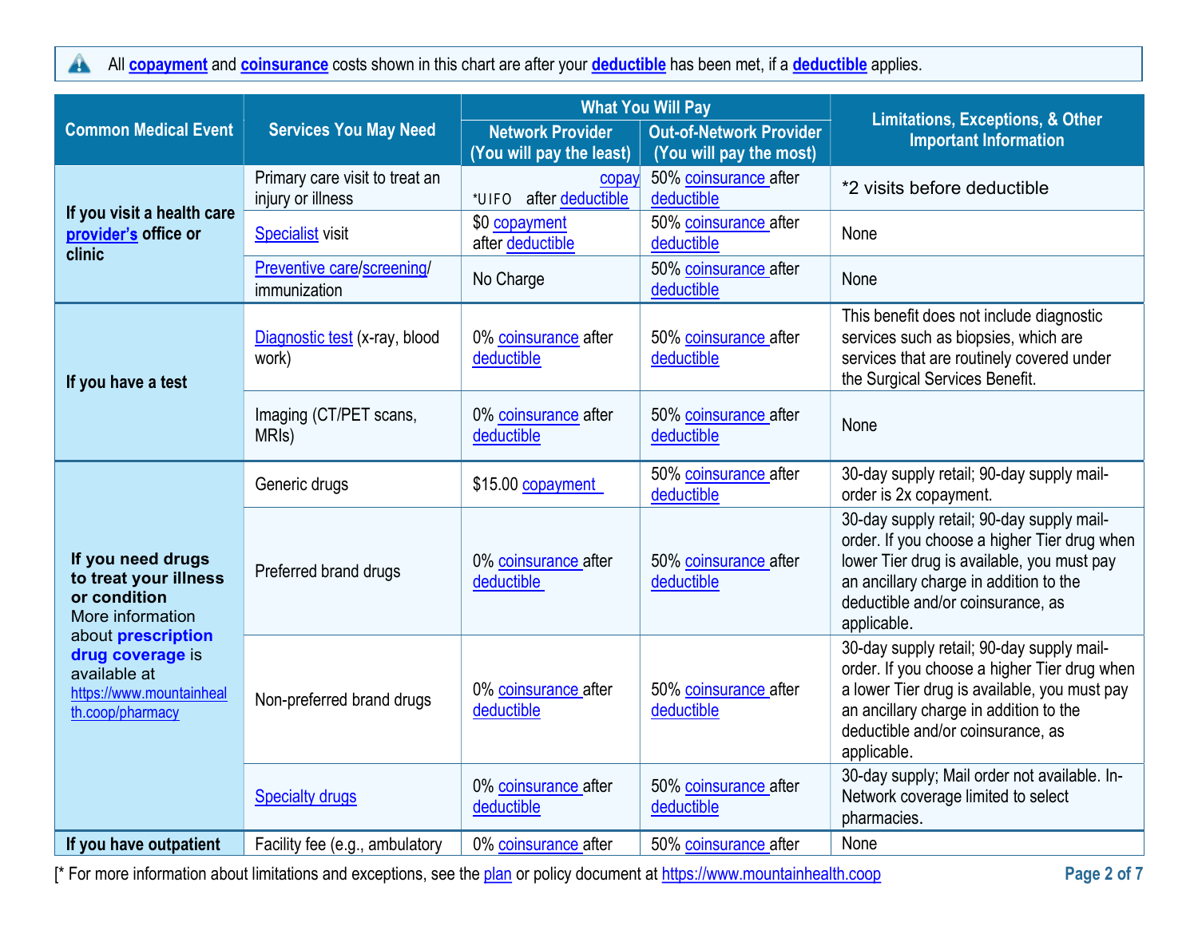All **copayment** and **coinsurance** costs shown in this chart are after your **deductible** has been met, if a **deductible** applies.

| Common Medical Event | Services You May Need | What You Will Pay | | Limitations, Exceptions, & Other Important Information |
|---|---|---|---|---|
| | | Network Provider (You will pay the least) | Out-of-Network Provider (You will pay the most) | |
| If you visit a health care **provider's** office or clinic | Primary care visit to treat an injury or illness | copay *UIFO after deductible | 50% coinsurance after deductible | *2 visits before deductible |
| | Specialist visit | $0 copayment after deductible | 50% coinsurance after deductible | None |
| | Preventive care/screening/ immunization | No Charge | 50% coinsurance after deductible | None |
| If you have a test | Diagnostic test (x-ray, blood work) | 0% coinsurance after deductible | 50% coinsurance after deductible | This benefit does not include diagnostic services such as biopsies, which are services that are routinely covered under the Surgical Services Benefit. |
| | Imaging (CT/PET scans, MRIs) | 0% coinsurance after deductible | 50% coinsurance after deductible | None |
| **If you need drugs to treat your illness or condition** More information about **prescription drug coverage** is available at https://www.mountainhealth.coop/pharmacy | Generic drugs | $15.00 copayment | 50% coinsurance after deductible | 30-day supply retail; 90-day supply mail-order is 2x copayment. |
| | Preferred brand drugs | 0% coinsurance after deductible | 50% coinsurance after deductible | 30-day supply retail; 90-day supply mail-order. If you choose a higher Tier drug when lower Tier drug is available, you must pay an ancillary charge in addition to the deductible and/or coinsurance, as applicable. |
| | Non-preferred brand drugs | 0% coinsurance after deductible | 50% coinsurance after deductible | 30-day supply retail; 90-day supply mail-order. If you choose a higher Tier drug when a lower Tier drug is available, you must pay an ancillary charge in addition to the deductible and/or coinsurance, as applicable. |
| | Specialty drugs | 0% coinsurance after deductible | 50% coinsurance after deductible | 30-day supply; Mail order not available. In-Network coverage limited to select pharmacies. |
| If you have outpatient | Facility fee (e.g., ambulatory | 0% coinsurance after | 50% coinsurance after | None |

[* For more information about limitations and exceptions, see the plan or policy document at https://www.mountainhealth.coop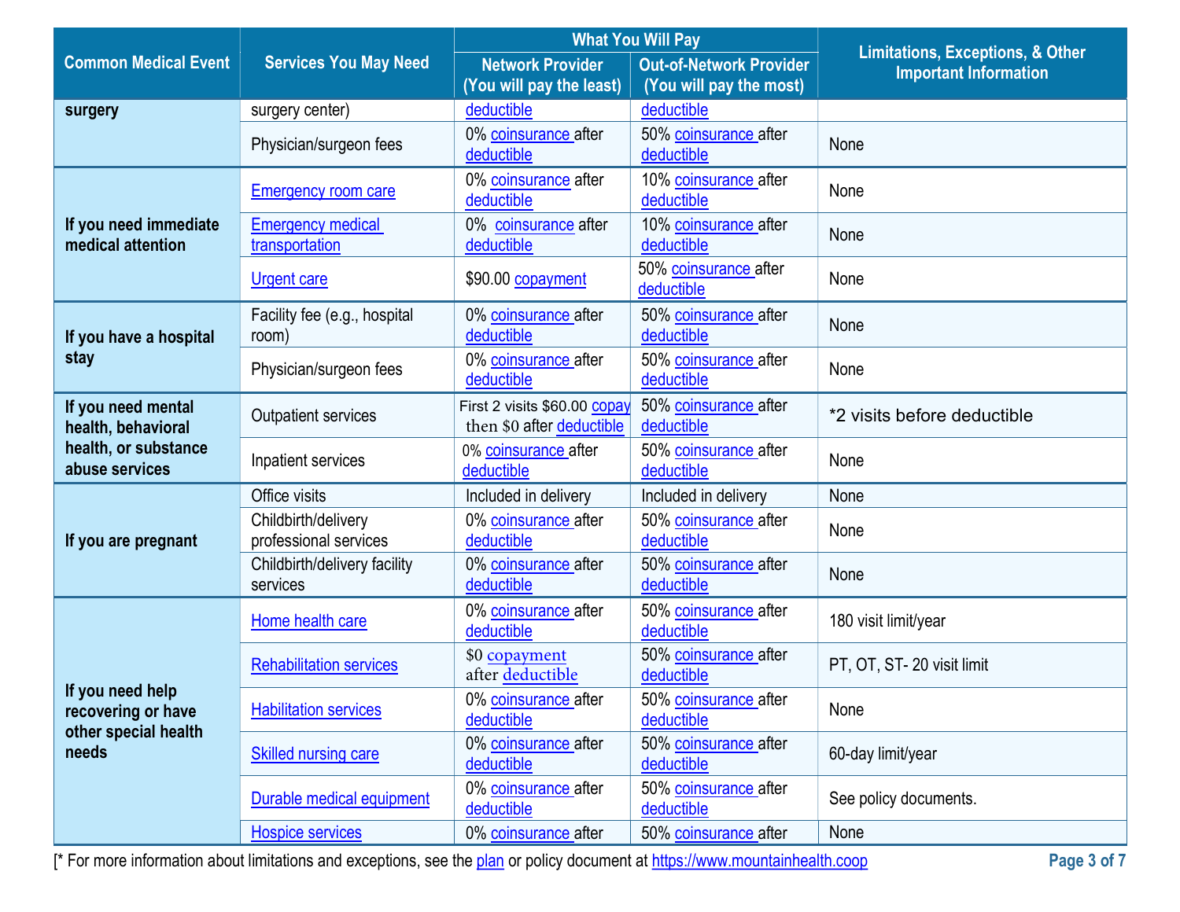| Common Medical Event | Services You May Need | What You Will Pay | | Limitations, Exceptions, & Other Important Information |
|---|---|---|---|---|
| | | Network Provider (You will pay the least) | Out-of-Network Provider (You will pay the most) | |
| surgery | surgery center) | deductible | deductible | |
| | Physician/surgeon fees | 0% coinsurance after deductible | 50% coinsurance after deductible | None |
| If you need immediate medical attention | Emergency room care | 0% coinsurance after deductible | 10% coinsurance after deductible | None |
| | Emergency medical transportation | 0% coinsurance after deductible | 10% coinsurance after deductible | None |
| | Urgent care | $90.00 copayment | 50% coinsurance after deductible | None |
| If you have a hospital stay | Facility fee (e.g., hospital room) | 0% coinsurance after deductible | 50% coinsurance after deductible | None |
| | Physician/surgeon fees | 0% coinsurance after deductible | 50% coinsurance after deductible | None |
| If you need mental health, behavioral health, or substance abuse services | Outpatient services | First 2 visits $60.00 copay then $0 after deductible | 50% coinsurance after deductible | *2 visits before deductible |
| | Inpatient services | 0% coinsurance after deductible | 50% coinsurance after deductible | None |
| If you are pregnant | Office visits | Included in delivery | Included in delivery | None |
| | Childbirth/delivery professional services | 0% coinsurance after deductible | 50% coinsurance after deductible | None |
| | Childbirth/delivery facility services | 0% coinsurance after deductible | 50% coinsurance after deductible | None |
| If you need help recovering or have other special health needs | Home health care | 0% coinsurance after deductible | 50% coinsurance after deductible | 180 visit limit/year |
| | Rehabilitation services | $0 copayment after deductible | 50% coinsurance after deductible | PT, OT, ST- 20 visit limit |
| | Habilitation services | 0% coinsurance after deductible | 50% coinsurance after deductible | None |
| | Skilled nursing care | 0% coinsurance after deductible | 50% coinsurance after deductible | 60-day limit/year |
| | Durable medical equipment | 0% coinsurance after deductible | 50% coinsurance after deductible | See policy documents. |
| | Hospice services | 0% coinsurance after | 50% coinsurance after | None |

[* For more information about limitations and exceptions, see the plan or policy document at https://www.mountainhealth.coop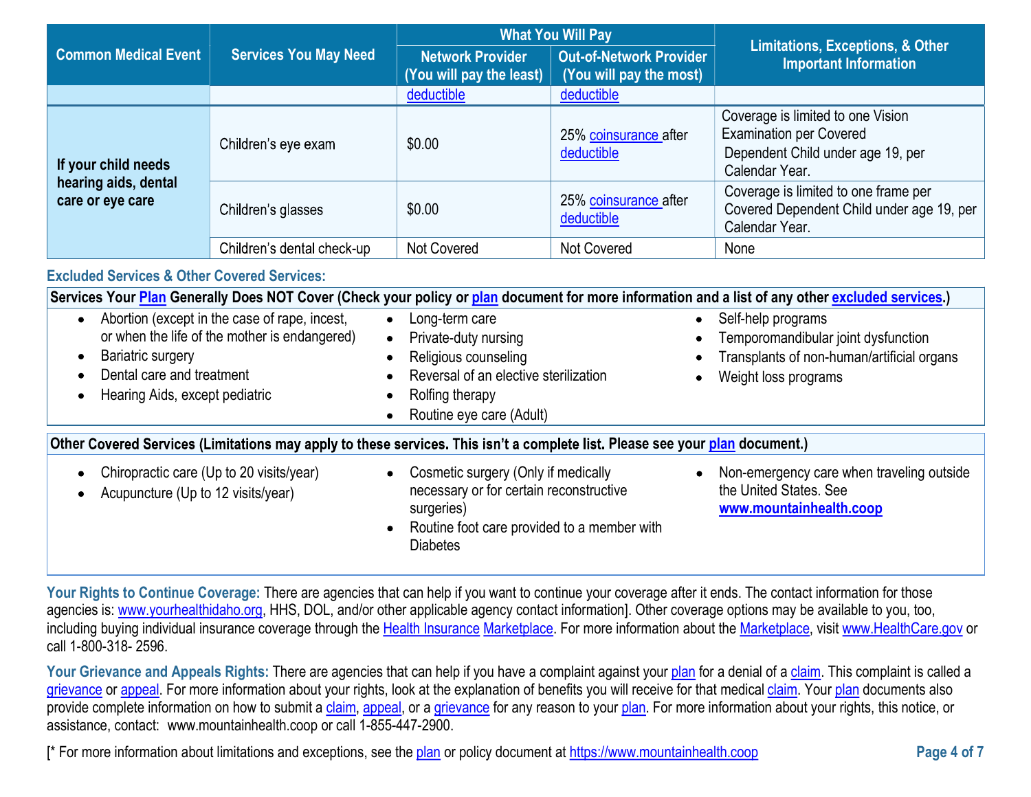| Common Medical Event | Services You May Need | What You Will Pay | | Limitations, Exceptions, & Other Important Information |
|---|---|---|---|---|
| | | Network Provider (You will pay the least) | Out-of-Network Provider (You will pay the most) | |
| | | deductible | deductible | |
| If your child needs hearing aids, dental care or eye care | Children's eye exam | $0.00 | 25% coinsurance after deductible | Coverage is limited to one Vision Examination per Covered Dependent Child under age 19, per Calendar Year. |
| | Children's glasses | $0.00 | 25% coinsurance after deductible | Coverage is limited to one frame per Covered Dependent Child under age 19, per Calendar Year. |
| | Children's dental check-up | Not Covered | Not Covered | None |

### Excluded Services & Other Covered Services:

**Services Your Plan Generally Does NOT Cover (Check your policy or plan document for more information and a list of any other excluded services.)**

- Abortion (except in the case of rape, incest, or when the life of the mother is endangered)
- Bariatric surgery
- Dental care and treatment
- Hearing Aids, except pediatric
- Long-term care
- Private-duty nursing
- Religious counseling
- Reversal of an elective sterilization
- Rolfing therapy
- Routine eye care (Adult)
- Self-help programs
- Temporomandibular joint dysfunction
- Transplants of non-human/artificial organs
- Weight loss programs

**Other Covered Services (Limitations may apply to these services. This isn't a complete list. Please see your plan document.)**

- Chiropractic care (Up to 20 visits/year)
- Acupuncture (Up to 12 visits/year)
- Cosmetic surgery (Only if medically necessary or for certain reconstructive surgeries)
- Routine foot care provided to a member with Diabetes
- Non-emergency care when traveling outside the United States. See **www.mountainhealth.coop**

**Your Rights to Continue Coverage:** There are agencies that can help if you want to continue your coverage after it ends. The contact information for those agencies is: www.yourhealthidaho.org, HHS, DOL, and/or other applicable agency contact information]. Other coverage options may be available to you, too, including buying individual insurance coverage through the Health Insurance Marketplace. For more information about the Marketplace, visit www.HealthCare.gov or call 1-800-318- 2596.

**Your Grievance and Appeals Rights:** There are agencies that can help if you have a complaint against your plan for a denial of a claim. This complaint is called a grievance or appeal. For more information about your rights, look at the explanation of benefits you will receive for that medical claim. Your plan documents also provide complete information on how to submit a claim, appeal, or a grievance for any reason to your plan. For more information about your rights, this notice, or assistance, contact: www.mountainhealth.coop or call 1-855-447-2900.

[* For more information about limitations and exceptions, see the plan or policy document at https://www.mountainhealth.coop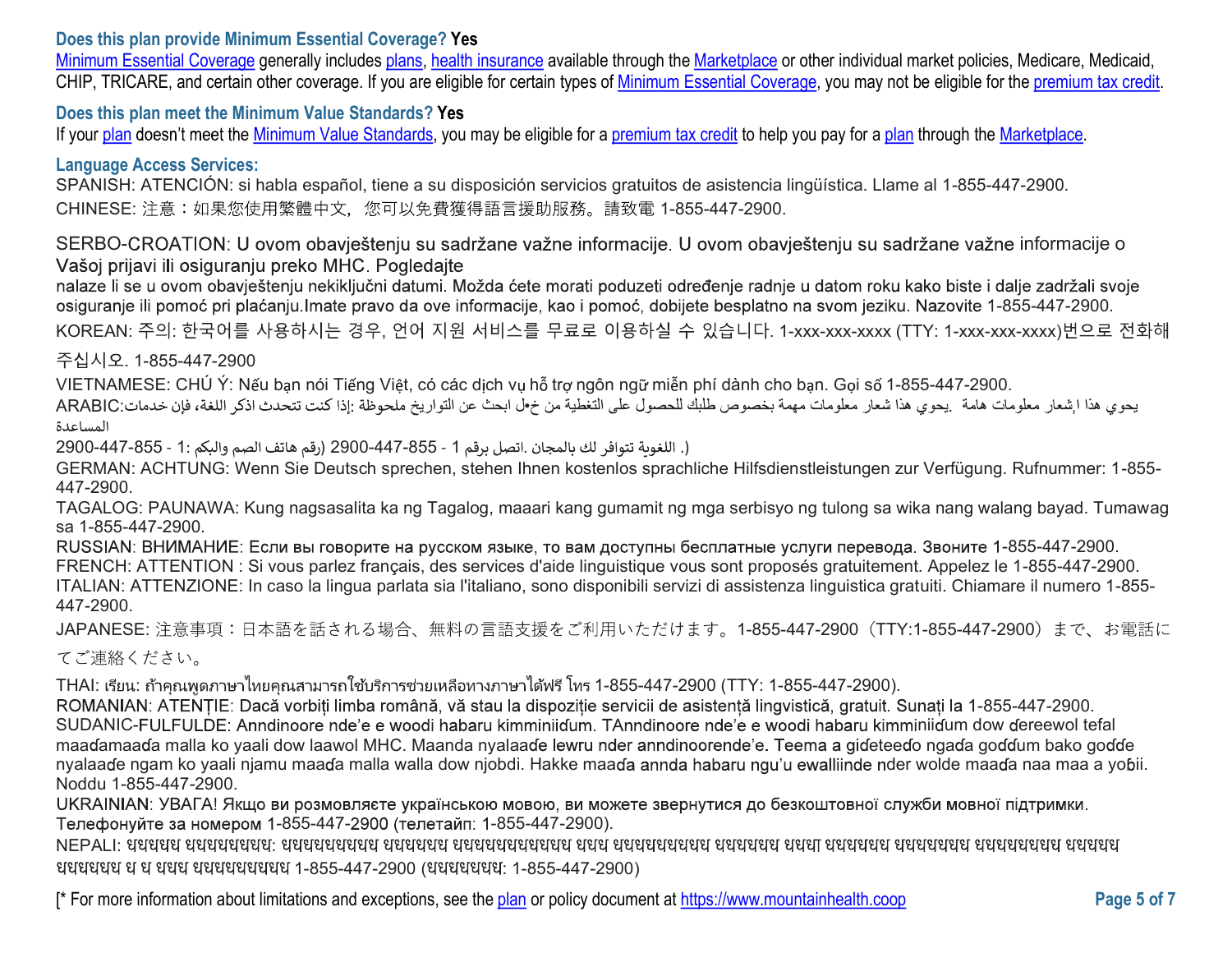**Does this plan provide Minimum Essential Coverage? Yes**

Minimum Essential Coverage generally includes plans, health insurance available through the Marketplace or other individual market policies, Medicare, Medicaid, CHIP, TRICARE, and certain other coverage. If you are eligible for certain types of Minimum Essential Coverage, you may not be eligible for the premium tax credit.

**Does this plan meet the Minimum Value Standards? Yes**

If your plan doesn't meet the Minimum Value Standards, you may be eligible for a premium tax credit to help you pay for a plan through the Marketplace.

**Language Access Services:**

SPANISH: ATENCIÓN: si habla español, tiene a su disposición servicios gratuitos de asistencia lingüística. Llame al 1-855-447-2900.

CHINESE: 注意：如果您使用繁體中文， 您可以免費獲得語言援助服務。請致電 1-855-447-2900.

SERBO-CROATION: U ovom obavještenju su sadržane važne informacije. U ovom obavještenju su sadržane važne informacije o Vašoj prijavi ili osiguranju preko MHC. Pogledajte nalaze li se u ovom obavještenju nekiključni datumi. Možda ćete morati poduzeti određenje radnje u datom roku kako biste i dalje zadržali svoje osiguranje ili pomoć pri plaćanju.Imate pravo da ove informacije, kao i pomoć, dobijete besplatno na svom jeziku. Nazovite 1-855-447-2900.

KOREAN: 주의: 한국어를 사용하시는 경우, 언어 지원 서비스를 무료로 이용하실 수 있습니다. 1-xxx-xxx-xxxx (TTY: 1-xxx-xxx-xxxx)번으로 전화해 주십시오. 1-855-447-2900

VIETNAMESE: CHÚ Ý: Nếu bạn nói Tiếng Việt, có các dịch vụ hỗ trợ ngôn ngữ miễn phí dành cho bạn. Gọi số 1-855-447-2900.

ARABIC:يحوي هذا إشعار معلومات هامة .يحوي هذا شعار معلومات مهمة بخصوص طلبك للحصول على التغطية من خلال ابحث عن التواريخ ملحوظة :إذا كنت تتحدث اذكر اللغة، فإن خدمات المساعدة

اللغوية تتوافر لك بالمجان. اتصل برقم 1 - 855-447-2900 (رقم هاتف الصم والبكم: 1- 855-447-2900.)

GERMAN: ACHTUNG: Wenn Sie Deutsch sprechen, stehen Ihnen kostenlos sprachliche Hilfsdienstleistungen zur Verfügung. Rufnummer: 1-855-447-2900.

TAGALOG: PAUNAWA: Kung nagsasalita ka ng Tagalog, maaari kang gumamit ng mga serbisyo ng tulong sa wika nang walang bayad. Tumawag sa 1-855-447-2900.

RUSSIAN: ВНИМАНИЕ: Если вы говорите на русском языке, то вам доступны бесплатные услуги перевода. Звоните 1-855-447-2900.

FRENCH: ATTENTION : Si vous parlez français, des services d'aide linguistique vous sont proposés gratuitement. Appelez le 1-855-447-2900.

ITALIAN: ATTENZIONE: In caso la lingua parlata sia l'italiano, sono disponibili servizi di assistenza linguistica gratuiti. Chiamare il numero 1-855-447-2900.

JAPANESE: 注意事項：日本語を話される場合、無料の言語支援をご利用いただけます。1-855-447-2900（TTY:1-855-447-2900）まで、お電話にてご連絡ください。

THAI: เรียน: ถ้าคุณพูดภาษาไทยคุณสามารถใช้บริการช่วยเหลือทางภาษาได้ฟรี โทร 1-855-447-2900 (TTY: 1-855-447-2900).

ROMANIAN: ATENȚIE: Dacă vorbiți limba română, vă stau la dispoziție servicii de asistență lingvistică, gratuit. Sunați la 1-855-447-2900.

SUDANIC-FULFULDE: Anndinoore nde'e e woodi habaru kimminiiɗum. TAnndinoore nde'e e woodi habaru kimminiiɗum dow ɗereewol tefal maaɗamaaɗa malla ko yaali dow laawol MHC. Maanda nyalaaɗe lewru nder anndinoorende'e. Teema a giɗeteeɗo ngaɗa goɗɗum bako goɗɗe nyalaaɗe ngam ko yaali njamu maaɗa malla walla dow njobdi. Hakke maaɗa annda habaru ngu'u ewalliinde nder wolde maaɗa naa maa a yoɓii. Noddu 1-855-447-2900.

UKRAINIAN: УВАГА! Якщо ви розмовляєте українською мовою, ви можете звернутися до безкоштовної служби мовної підтримки. Телефонуйте за номером 1-855-447-2900 (телетайп: 1-855-447-2900).

NEPALI: ध्यान दिनुहोस्: तपाईंले नेपाली बोल्नुहुन्छ भने तपाईंको निम्ति भाषा सहायता सेवाहरू निःशुल्क रूपमा उपलब्ध छ । फोन गर्नुहोस् 1-855-447-2900 (टिटिवाइ: 1-855-447-2900)

[* For more information about limitations and exceptions, see the plan or policy document at https://www.mountainhealth.coop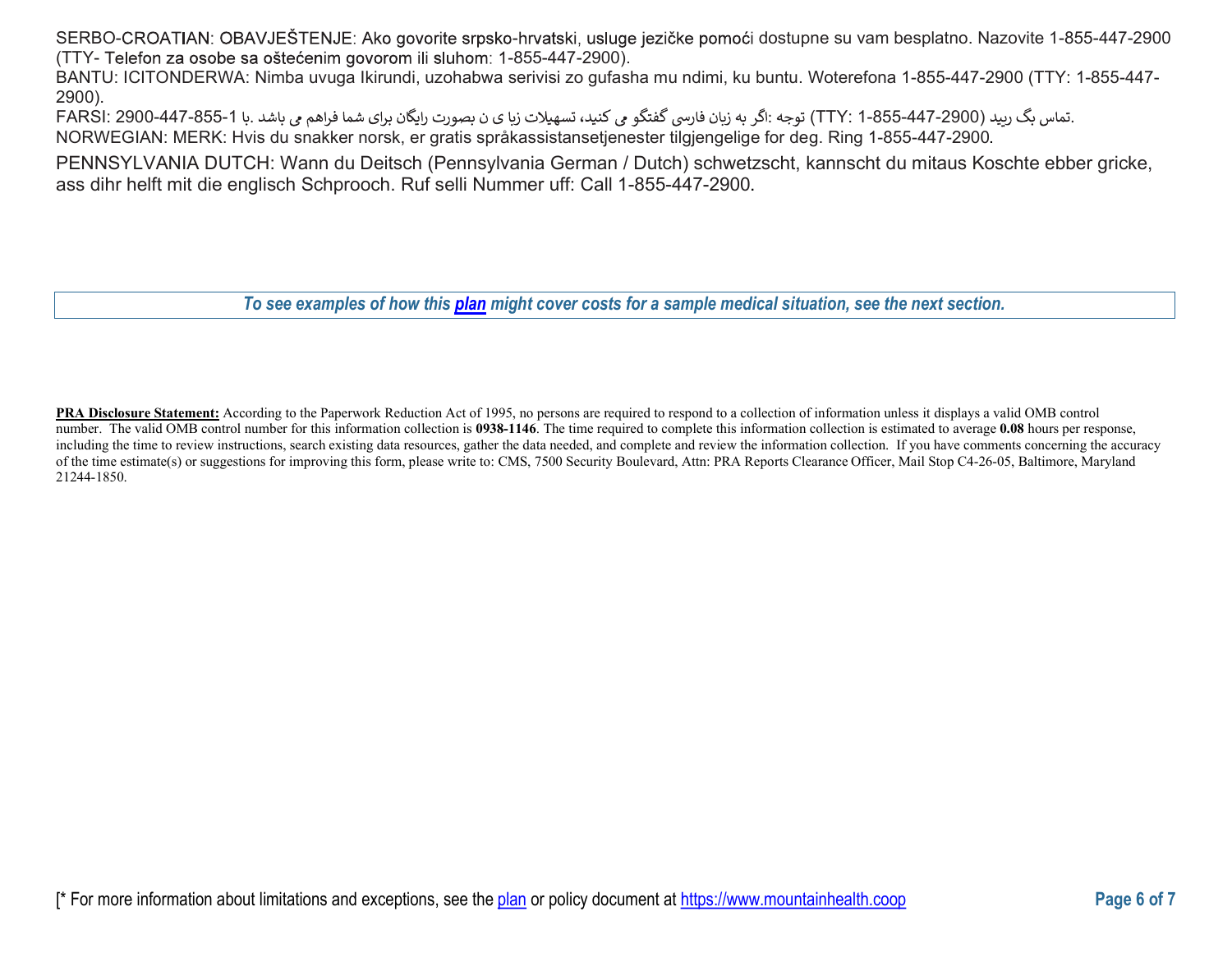SERBO-CROATIAN: OBAVJEŠTENJE: Ako govorite srpsko-hrvatski, usluge jezičke pomoći dostupne su vam besplatno. Nazovite 1-855-447-2900 (TTY- Telefon za osobe sa oštećenim govorom ili sluhom: 1-855-447-2900).

BANTU: ICITONDERWA: Nimba uvuga Ikirundi, uzohabwa serivisi zo gufasha mu ndimi, ku buntu. Woterefona 1-855-447-2900 (TTY: 1-855-447-2900).

FARSI: توجه :اگر به زبان فارسی گفتگو می کنید، تسهیلات زبا ی ن بصورت رایگان برای شما فراهم می باشد .با 1-855-447-2900 (TTY: 1-855-447-2900) تماس بگ ریید.

NORWEGIAN: MERK: Hvis du snakker norsk, er gratis språkassistansetjenester tilgjengelige for deg. Ring 1-855-447-2900.

PENNSYLVANIA DUTCH: Wann du Deitsch (Pennsylvania German / Dutch) schwetzscht, kannscht du mitaus Koschte ebber gricke, ass dihr helft mit die englisch Schprooch. Ruf selli Nummer uff: Call 1-855-447-2900.

***To see examples of how this plan might cover costs for a sample medical situation, see the next section.***

**PRA Disclosure Statement:** According to the Paperwork Reduction Act of 1995, no persons are required to respond to a collection of information unless it displays a valid OMB control number. The valid OMB control number for this information collection is **0938-1146**. The time required to complete this information collection is estimated to average **0.08** hours per response, including the time to review instructions, search existing data resources, gather the data needed, and complete and review the information collection. If you have comments concerning the accuracy of the time estimate(s) or suggestions for improving this form, please write to: CMS, 7500 Security Boulevard, Attn: PRA Reports Clearance Officer, Mail Stop C4-26-05, Baltimore, Maryland 21244-1850.

[* For more information about limitations and exceptions, see the plan or policy document at https://www.mountainhealth.coop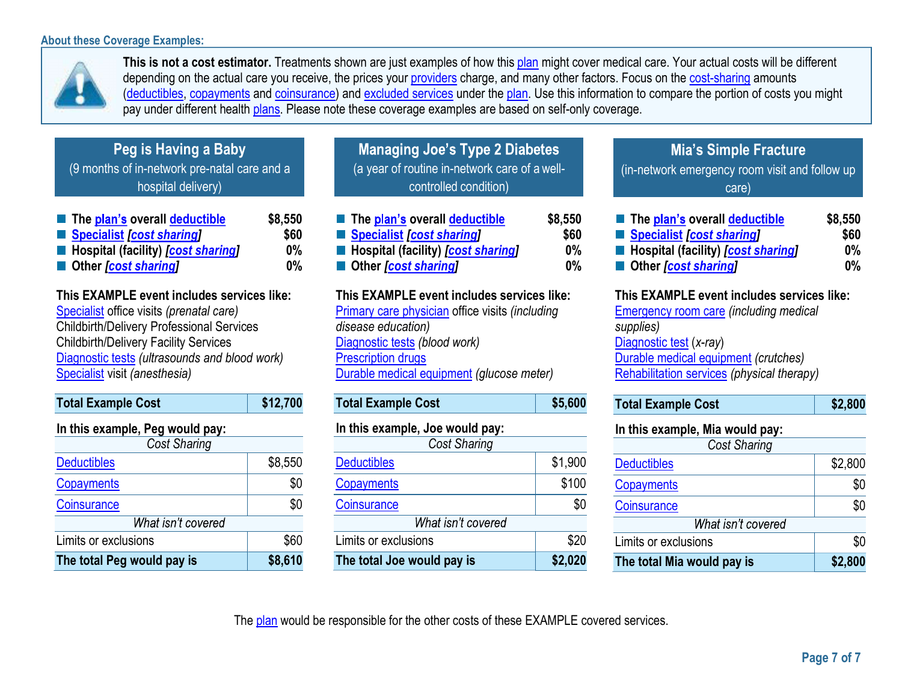**About these Coverage Examples:**

**This is not a cost estimator.** Treatments shown are just examples of how this plan might cover medical care. Your actual costs will be different depending on the actual care you receive, the prices your providers charge, and many other factors. Focus on the cost-sharing amounts (deductibles, copayments and coinsurance) and excluded services under the plan. Use this information to compare the portion of costs you might pay under different health plans. Please note these coverage examples are based on self-only coverage.

## Peg is Having a Baby

(9 months of in-network pre-natal care and a hospital delivery)

- **The plan's overall deductible** **$8,550**
- **Specialist [cost sharing]** **$60**
- **Hospital (facility) [cost sharing]** **0%**
- **Other [cost sharing]** **0%**

**This EXAMPLE event includes services like:**
Specialist office visits *(prenatal care)*
Childbirth/Delivery Professional Services
Childbirth/Delivery Facility Services
Diagnostic tests *(ultrasounds and blood work)*
Specialist visit *(anesthesia)*

| **Total Example Cost** | **$12,700** |
|---|---|

**In this example, Peg would pay:**

| *Cost Sharing* | |
|---|---|
| Deductibles | $8,550 |
| Copayments | $0 |
| Coinsurance | $0 |
| *What isn't covered* | |
| Limits or exclusions | $60 |
| **The total Peg would pay is** | **$8,610** |

## Managing Joe's Type 2 Diabetes

(a year of routine in-network care of a well-controlled condition)

- **The plan's overall deductible** **$8,550**
- **Specialist [cost sharing]** **$60**
- **Hospital (facility) [cost sharing]** **0%**
- **Other [cost sharing]** **0%**

**This EXAMPLE event includes services like:**
Primary care physician office visits *(including disease education)*
Diagnostic tests *(blood work)*
Prescription drugs
Durable medical equipment *(glucose meter)*

| **Total Example Cost** | **$5,600** |
|---|---|

**In this example, Joe would pay:**

| *Cost Sharing* | |
|---|---|
| Deductibles | $1,900 |
| Copayments | $100 |
| Coinsurance | $0 |
| *What isn't covered* | |
| Limits or exclusions | $20 |
| **The total Joe would pay is** | **$2,020** |

## Mia's Simple Fracture

(in-network emergency room visit and follow up care)

- **The plan's overall deductible** **$8,550**
- **Specialist [cost sharing]** **$60**
- **Hospital (facility) [cost sharing]** **0%**
- **Other [cost sharing]** **0%**

**This EXAMPLE event includes services like:**
Emergency room care *(including medical supplies)*
Diagnostic test *(x-ray)*
Durable medical equipment *(crutches)*
Rehabilitation services *(physical therapy)*

| **Total Example Cost** | **$2,800** |
|---|---|

**In this example, Mia would pay:**

| *Cost Sharing* | |
|---|---|
| Deductibles | $2,800 |
| Copayments | $0 |
| Coinsurance | $0 |
| *What isn't covered* | |
| Limits or exclusions | $0 |
| **The total Mia would pay is** | **$2,800** |

The plan would be responsible for the other costs of these EXAMPLE covered services.